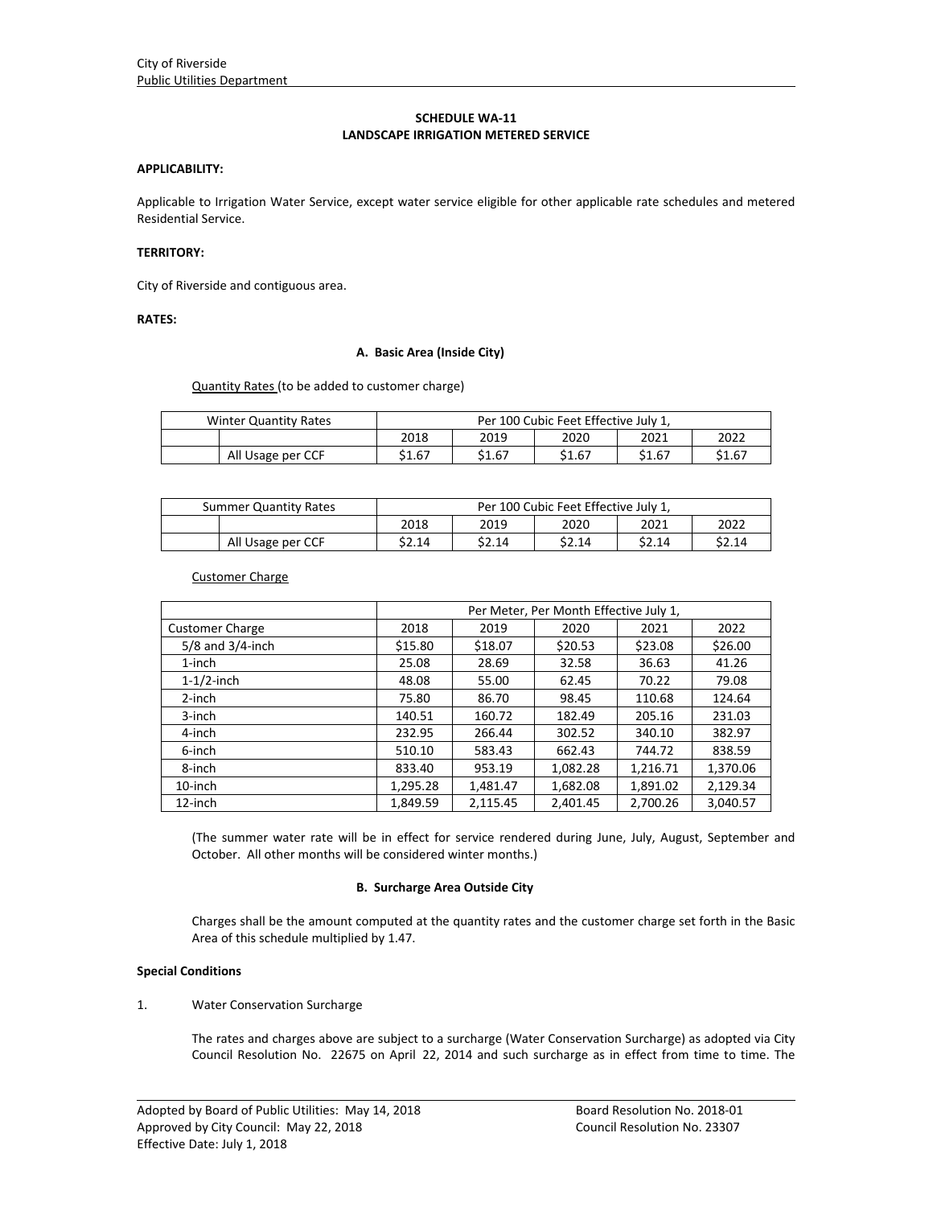City of Riverside
Public Utilities Department

**SCHEDULE WA-11**
**LANDSCAPE IRRIGATION METERED SERVICE**

**APPLICABILITY:**

Applicable to Irrigation Water Service, except water service eligible for other applicable rate schedules and metered Residential Service.

**TERRITORY:**

City of Riverside and contiguous area.

**RATES:**

**A. Basic Area (Inside City)**

Quantity Rates (to be added to customer charge)

| Winter Quantity Rates | | Per 100 Cubic Feet Effective July 1, | | | | |
|---|---|---|---|---|---|---|
| | | 2018 | 2019 | 2020 | 2021 | 2022 |
| | All Usage per CCF | $1.67 | $1.67 | $1.67 | $1.67 | $1.67 |

| Summer Quantity Rates | | Per 100 Cubic Feet Effective July 1, | | | | |
|---|---|---|---|---|---|---|
| | | 2018 | 2019 | 2020 | 2021 | 2022 |
| | All Usage per CCF | $2.14 | $2.14 | $2.14 | $2.14 | $2.14 |

Customer Charge

| | Per Meter, Per Month Effective July 1, | | | | |
|---|---|---|---|---|---|
| Customer Charge | 2018 | 2019 | 2020 | 2021 | 2022 |
| 5/8 and 3/4-inch | $15.80 | $18.07 | $20.53 | $23.08 | $26.00 |
| 1-inch | 25.08 | 28.69 | 32.58 | 36.63 | 41.26 |
| 1-1/2-inch | 48.08 | 55.00 | 62.45 | 70.22 | 79.08 |
| 2-inch | 75.80 | 86.70 | 98.45 | 110.68 | 124.64 |
| 3-inch | 140.51 | 160.72 | 182.49 | 205.16 | 231.03 |
| 4-inch | 232.95 | 266.44 | 302.52 | 340.10 | 382.97 |
| 6-inch | 510.10 | 583.43 | 662.43 | 744.72 | 838.59 |
| 8-inch | 833.40 | 953.19 | 1,082.28 | 1,216.71 | 1,370.06 |
| 10-inch | 1,295.28 | 1,481.47 | 1,682.08 | 1,891.02 | 2,129.34 |
| 12-inch | 1,849.59 | 2,115.45 | 2,401.45 | 2,700.26 | 3,040.57 |

(The summer water rate will be in effect for service rendered during June, July, August, September and October. All other months will be considered winter months.)

**B. Surcharge Area Outside City**

Charges shall be the amount computed at the quantity rates and the customer charge set forth in the Basic Area of this schedule multiplied by 1.47.

**Special Conditions**

1. Water Conservation Surcharge

   The rates and charges above are subject to a surcharge (Water Conservation Surcharge) as adopted via City Council Resolution No. 22675 on April 22, 2014 and such surcharge as in effect from time to time. The

Adopted by Board of Public Utilities: May 14, 2018 — Board Resolution No. 2018-01
Approved by City Council: May 22, 2018 — Council Resolution No. 23307
Effective Date: July 1, 2018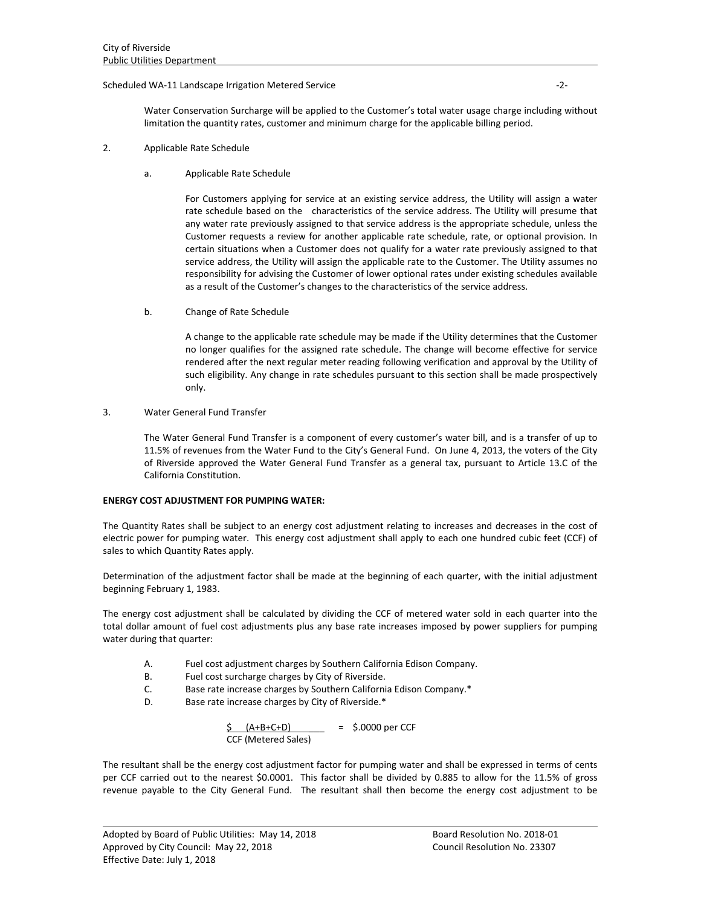Water Conservation Surcharge will be applied to the Customer's total water usage charge including without limitation the quantity rates, customer and minimum charge for the applicable billing period.

2. Applicable Rate Schedule

   a. Applicable Rate Schedule

      For Customers applying for service at an existing service address, the Utility will assign a water rate schedule based on the characteristics of the service address. The Utility will presume that any water rate previously assigned to that service address is the appropriate schedule, unless the Customer requests a review for another applicable rate schedule, rate, or optional provision. In certain situations when a Customer does not qualify for a water rate previously assigned to that service address, the Utility will assign the applicable rate to the Customer. The Utility assumes no responsibility for advising the Customer of lower optional rates under existing schedules available as a result of the Customer's changes to the characteristics of the service address.

   b. Change of Rate Schedule

      A change to the applicable rate schedule may be made if the Utility determines that the Customer no longer qualifies for the assigned rate schedule. The change will become effective for service rendered after the next regular meter reading following verification and approval by the Utility of such eligibility. Any change in rate schedules pursuant to this section shall be made prospectively only.

3. Water General Fund Transfer

   The Water General Fund Transfer is a component of every customer's water bill, and is a transfer of up to 11.5% of revenues from the Water Fund to the City's General Fund. On June 4, 2013, the voters of the City of Riverside approved the Water General Fund Transfer as a general tax, pursuant to Article 13.C of the California Constitution.

**ENERGY COST ADJUSTMENT FOR PUMPING WATER:**

The Quantity Rates shall be subject to an energy cost adjustment relating to increases and decreases in the cost of electric power for pumping water. This energy cost adjustment shall apply to each one hundred cubic feet (CCF) of sales to which Quantity Rates apply.

Determination of the adjustment factor shall be made at the beginning of each quarter, with the initial adjustment beginning February 1, 1983.

The energy cost adjustment shall be calculated by dividing the CCF of metered water sold in each quarter into the total dollar amount of fuel cost adjustments plus any base rate increases imposed by power suppliers for pumping water during that quarter:

A. Fuel cost adjustment charges by Southern California Edison Company.
B. Fuel cost surcharge charges by City of Riverside.
C. Base rate increase charges by Southern California Edison Company.*
D. Base rate increase charges by City of Riverside.*

$$\frac{\$ \quad (A+B+C+D)}{\text{CCF (Metered Sales)}} = \$.0000 \text{ per CCF}$$

The resultant shall be the energy cost adjustment factor for pumping water and shall be expressed in terms of cents per CCF carried out to the nearest $0.0001. This factor shall be divided by 0.885 to allow for the 11.5% of gross revenue payable to the City General Fund. The resultant shall then become the energy cost adjustment to be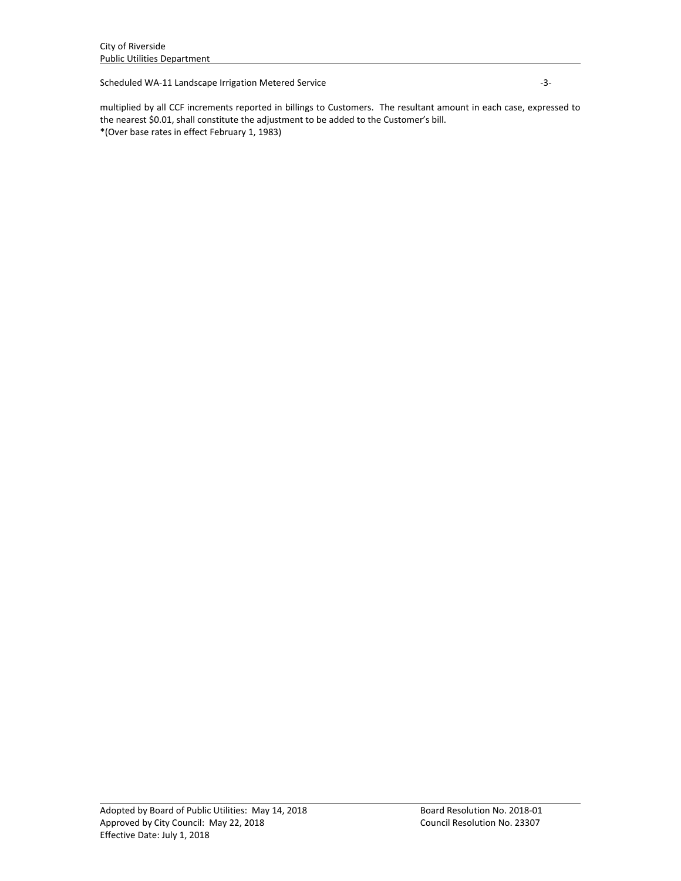multiplied by all CCF increments reported in billings to Customers. The resultant amount in each case, expressed to the nearest $0.01, shall constitute the adjustment to be added to the Customer's bill.

*(Over base rates in effect February 1, 1983)

Adopted by Board of Public Utilities: May 14, 2018 — Board Resolution No. 2018-01
Approved by City Council: May 22, 2018 — Council Resolution No. 23307
Effective Date: July 1, 2018